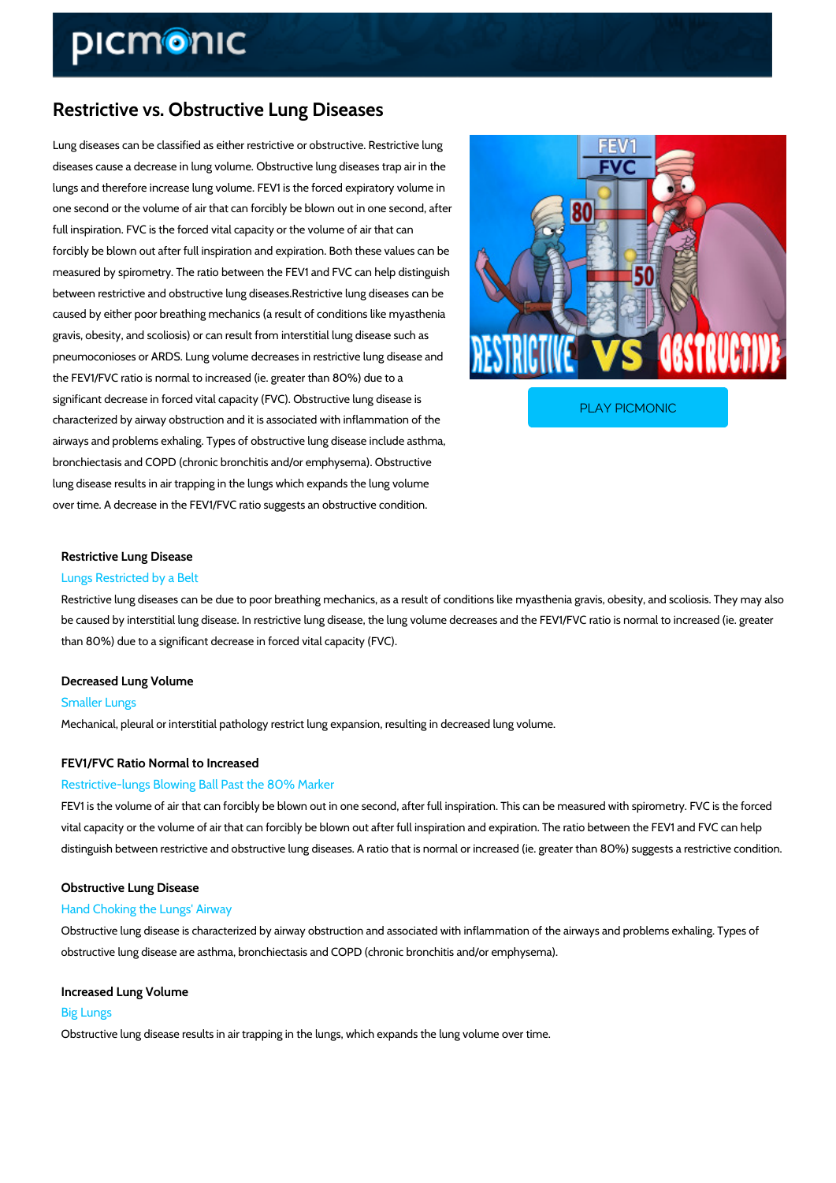# Restrictive vs. Obstructive Lung Diseases

Lung diseases can be classified as either restrictive or obstructive. Restrictive lung diseases cause a decrease in lung volume. Obstructive lung diseases trap air in the lungs and therefore increase lung volume. FEV1 is the forced expiratory volume in one second or the volume of air that can forcibly be blown out in one second, after full inspiration. FVC is the forced vital capacity or the volume of air that can forcibly be blown out after full inspiration and expiration. Both these values can be measured by spirometry. The ratio between the FEV1 and FVC can help distinguish between restrictive and obstructive lung diseases.Restrictive lung diseases can be caused by either poor breathing mechanics (a result of conditions like myasthenia gravis, obesity, and scoliosis) or can result from interstitial lung disease such as pneumoconioses or ARDS. Lung volume decreases in restrictive lung disease and the FEV1/FVC ratio is normal to increased (ie. greater than 80%) due to a significant decrease in forced vital capacity (FVC). Obstructive lung disease is characterized by airway obstruction and it is associated with inflammation of the airways and problems exhaling. Types of obstructive lung disease include asthma, bronchiectasis and COPD (chronic bronchitis and/or emphysema). Obstructive lung disease results in air trapping in the lungs which expands the lung volume over time. A decrease in the FEV1/FVC ratio suggests an obstructive condition.

PLAY PICMONIC

### Restrictive Lung Disease

Lungs Restricted by a Belt

Restrictive lung diseases can be due to poor breathing mechanics, as a result of conditions like myasthenia gravis, obesity, and scoliosis. They may also be caused by interstitial lung disease. In restrictive lung disease, the lung volume decreases and the FEV1/FVC ratio is normal to increased (ie. greater than 80%) due to a significant decrease in forced vital capacity (FVC).

### Decreased Lung Volume

Smaller Lungs

Mechanical, pleural or interstitial pathology restrict lung expansion, resulting in decreased lung volume.

### FEV1/FVC Ratio Normal to Increased

Restrictive-lungs Blowing Ball Past the 80% Marker

FEV1 is the volume of air that can forcibly be blown out in one second, after full inspiration. This can be measured with spirometry. FVC is the forced vital capacity or the volume of air that can forcibly be blown out after full inspiration and expiration. The ratio between the FEV1 and FVC can help distinguish between restrictive and obstructive lung diseases. A ratio that is normal or increased (ie. greater than 80%) suggests a restrictive condition.

### Obstructive Lung Disease

Hand Choking the Lungs' Airway

Obstructive lung disease is characterized by airway obstruction and associated with inflammation of the airways and problems exhaling. Types of obstructive lung disease are asthma, bronchiectasis and COPD (chronic bronchitis and/or emphysema).

### Increased Lung Volume

Big Lungs

Obstructive lung disease results in air trapping in the lungs, which expands the lung volume over time.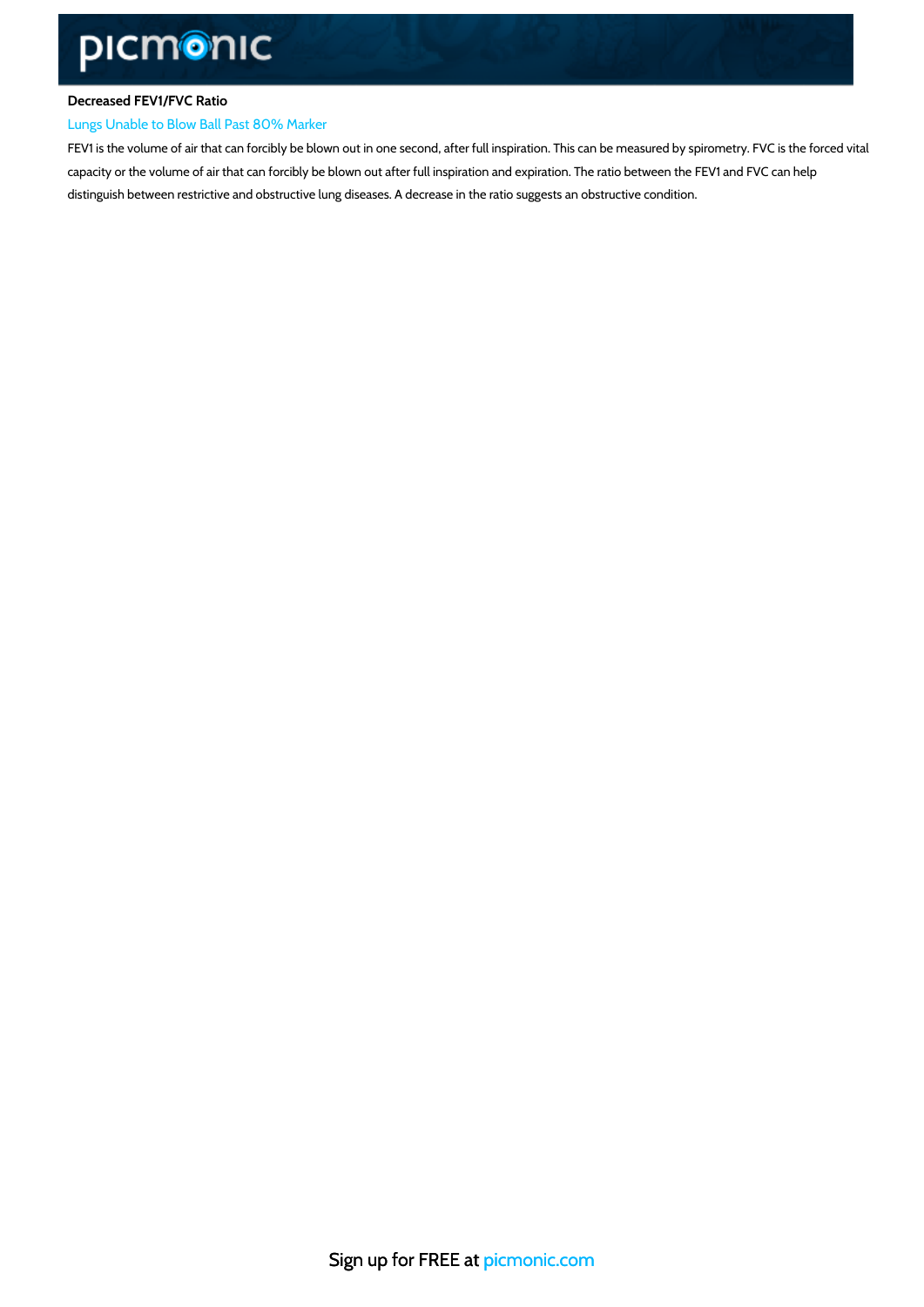**Decreased FEV1/FVC Ratio**

Lungs Unable to Blow Ball Past 80% Marker

FEV1 is the volume of air that can forcibly be blown out in one second, after full inspiration. This can be measured by spirometry. FVC is the forced vital capacity or the volume of air that can forcibly be blown out after full inspiration and expiration. The ratio between the FEV1 and FVC can help distinguish between restrictive and obstructive lung diseases. A decrease in the ratio suggests an obstructive condition.